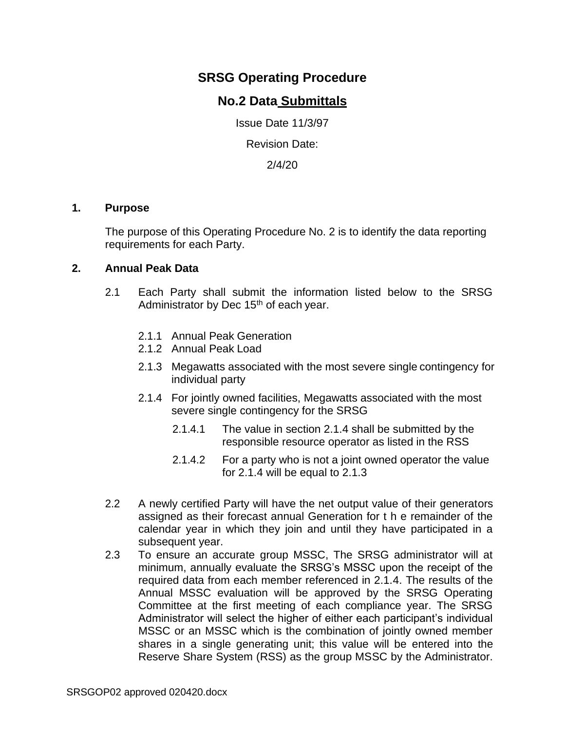# SRSG Operating Procedure

## No.2 Data Submittals

Issue Date 11/3/97

Revision Date:

2/4/20

## 1. Purpose

The purpose of this Operating Procedure No. 2 is to identify the data reporting requirements for each Party.

## 2. Annual Peak Data

2.1 Each Party shall submit the information listed below to the SRSG Administrator by Dec 15th of each year.

- 2.1.1 Annual Peak Generation
- 2.1.2 Annual Peak Load
- 2.1.3 Megawatts associated with the most severe single contingency for individual party
- 2.1.4 For jointly owned facilities, Megawatts associated with the most severe single contingency for the SRSG
  - 2.1.4.1 The value in section 2.1.4 shall be submitted by the responsible resource operator as listed in the RSS
  - 2.1.4.2 For a party who is not a joint owned operator the value for 2.1.4 will be equal to 2.1.3

2.2 A newly certified Party will have the net output value of their generators assigned as their forecast annual Generation for t h e remainder of the calendar year in which they join and until they have participated in a subsequent year.

2.3 To ensure an accurate group MSSC, The SRSG administrator will at minimum, annually evaluate the SRSG's MSSC upon the receipt of the required data from each member referenced in 2.1.4. The results of the Annual MSSC evaluation will be approved by the SRSG Operating Committee at the first meeting of each compliance year. The SRSG Administrator will select the higher of either each participant's individual MSSC or an MSSC which is the combination of jointly owned member shares in a single generating unit; this value will be entered into the Reserve Share System (RSS) as the group MSSC by the Administrator.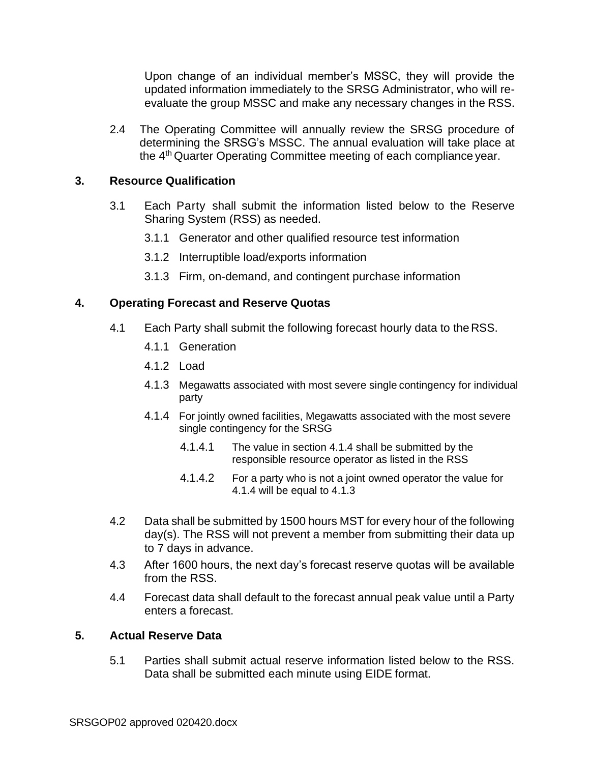Upon change of an individual member's MSSC, they will provide the updated information immediately to the SRSG Administrator, who will re-evaluate the group MSSC and make any necessary changes in the RSS.

2.4 The Operating Committee will annually review the SRSG procedure of determining the SRSG's MSSC. The annual evaluation will take place at the 4th Quarter Operating Committee meeting of each compliance year.

## 3. Resource Qualification

3.1 Each Party shall submit the information listed below to the Reserve Sharing System (RSS) as needed.

3.1.1 Generator and other qualified resource test information

3.1.2 Interruptible load/exports information

3.1.3 Firm, on-demand, and contingent purchase information

## 4. Operating Forecast and Reserve Quotas

4.1 Each Party shall submit the following forecast hourly data to the RSS.

4.1.1 Generation

4.1.2 Load

4.1.3 Megawatts associated with most severe single contingency for individual party

4.1.4 For jointly owned facilities, Megawatts associated with the most severe single contingency for the SRSG

4.1.4.1 The value in section 4.1.4 shall be submitted by the responsible resource operator as listed in the RSS

4.1.4.2 For a party who is not a joint owned operator the value for 4.1.4 will be equal to 4.1.3

4.2 Data shall be submitted by 1500 hours MST for every hour of the following day(s). The RSS will not prevent a member from submitting their data up to 7 days in advance.

4.3 After 1600 hours, the next day's forecast reserve quotas will be available from the RSS.

4.4 Forecast data shall default to the forecast annual peak value until a Party enters a forecast.

## 5. Actual Reserve Data

5.1 Parties shall submit actual reserve information listed below to the RSS. Data shall be submitted each minute using EIDE format.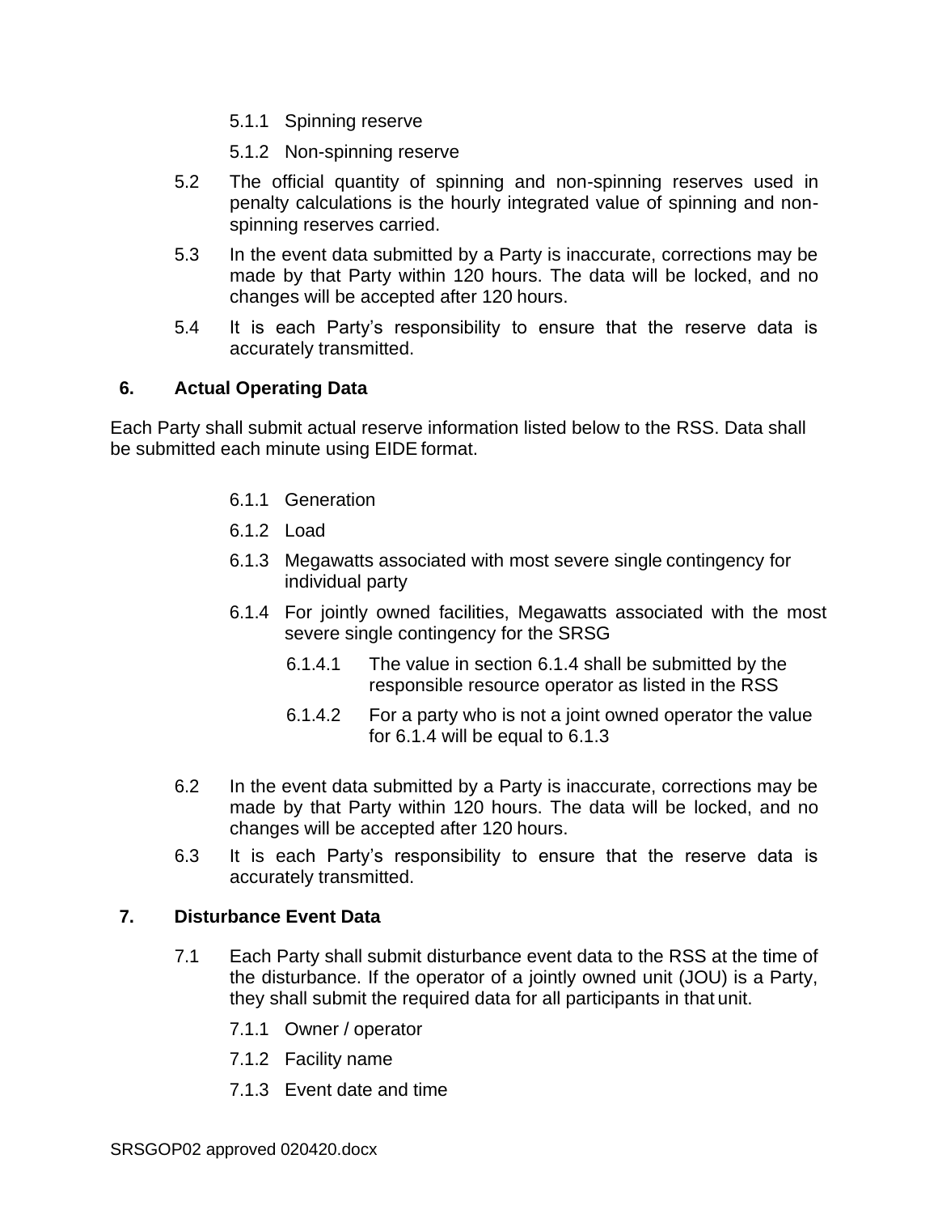5.1.1 Spinning reserve

5.1.2 Non-spinning reserve

5.2 The official quantity of spinning and non-spinning reserves used in penalty calculations is the hourly integrated value of spinning and non-spinning reserves carried.

5.3 In the event data submitted by a Party is inaccurate, corrections may be made by that Party within 120 hours. The data will be locked, and no changes will be accepted after 120 hours.

5.4 It is each Party's responsibility to ensure that the reserve data is accurately transmitted.

## 6. Actual Operating Data

Each Party shall submit actual reserve information listed below to the RSS. Data shall be submitted each minute using EIDE format.

6.1.1 Generation

6.1.2 Load

6.1.3 Megawatts associated with most severe single contingency for individual party

6.1.4 For jointly owned facilities, Megawatts associated with the most severe single contingency for the SRSG

6.1.4.1 The value in section 6.1.4 shall be submitted by the responsible resource operator as listed in the RSS

6.1.4.2 For a party who is not a joint owned operator the value for 6.1.4 will be equal to 6.1.3

6.2 In the event data submitted by a Party is inaccurate, corrections may be made by that Party within 120 hours. The data will be locked, and no changes will be accepted after 120 hours.

6.3 It is each Party's responsibility to ensure that the reserve data is accurately transmitted.

## 7. Disturbance Event Data

7.1 Each Party shall submit disturbance event data to the RSS at the time of the disturbance. If the operator of a jointly owned unit (JOU) is a Party, they shall submit the required data for all participants in that unit.

7.1.1 Owner / operator

7.1.2 Facility name

7.1.3 Event date and time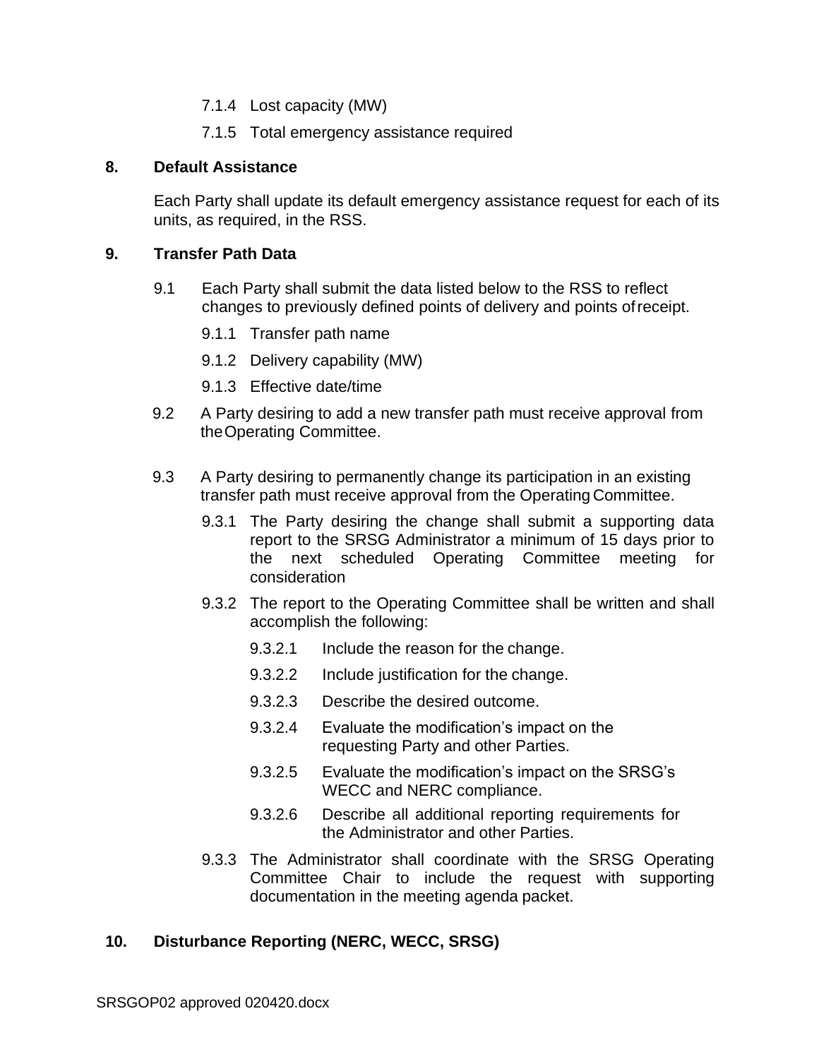7.1.4 Lost capacity (MW)

7.1.5 Total emergency assistance required

## 8. Default Assistance

Each Party shall update its default emergency assistance request for each of its units, as required, in the RSS.

## 9. Transfer Path Data

9.1 Each Party shall submit the data listed below to the RSS to reflect changes to previously defined points of delivery and points of receipt.

9.1.1 Transfer path name

9.1.2 Delivery capability (MW)

9.1.3 Effective date/time

9.2 A Party desiring to add a new transfer path must receive approval from the Operating Committee.

9.3 A Party desiring to permanently change its participation in an existing transfer path must receive approval from the Operating Committee.

9.3.1 The Party desiring the change shall submit a supporting data report to the SRSG Administrator a minimum of 15 days prior to the next scheduled Operating Committee meeting for consideration

9.3.2 The report to the Operating Committee shall be written and shall accomplish the following:

9.3.2.1 Include the reason for the change.

9.3.2.2 Include justification for the change.

9.3.2.3 Describe the desired outcome.

9.3.2.4 Evaluate the modification's impact on the requesting Party and other Parties.

9.3.2.5 Evaluate the modification's impact on the SRSG's WECC and NERC compliance.

9.3.2.6 Describe all additional reporting requirements for the Administrator and other Parties.

9.3.3 The Administrator shall coordinate with the SRSG Operating Committee Chair to include the request with supporting documentation in the meeting agenda packet.

## 10. Disturbance Reporting (NERC, WECC, SRSG)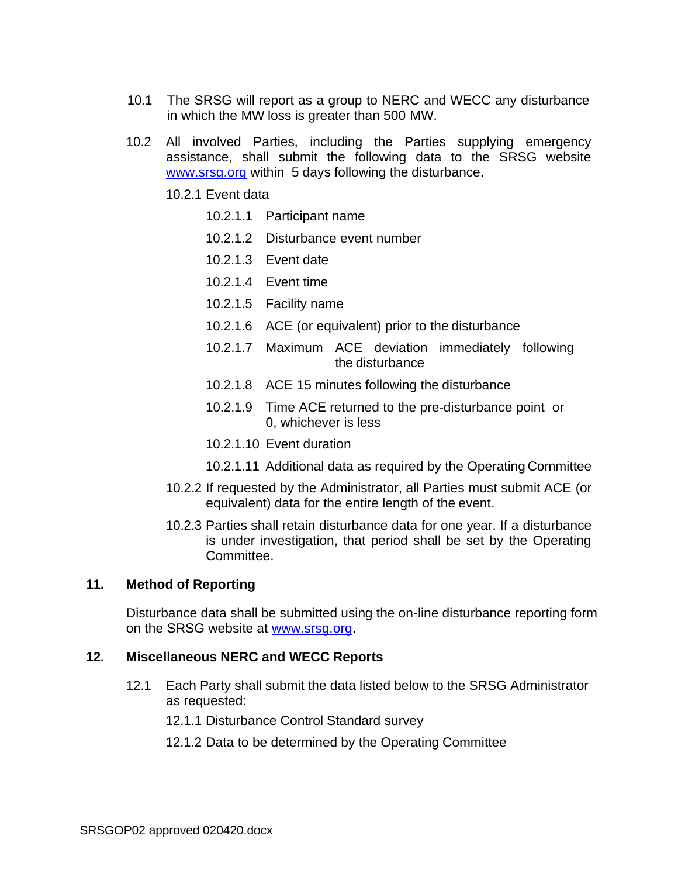10.1 The SRSG will report as a group to NERC and WECC any disturbance in which the MW loss is greater than 500 MW.

10.2 All involved Parties, including the Parties supplying emergency assistance, shall submit the following data to the SRSG website www.srsg.org within 5 days following the disturbance.

10.2.1 Event data

10.2.1.1 Participant name

10.2.1.2 Disturbance event number

10.2.1.3 Event date

10.2.1.4 Event time

10.2.1.5 Facility name

10.2.1.6 ACE (or equivalent) prior to the disturbance

10.2.1.7 Maximum ACE deviation immediately following the disturbance

10.2.1.8 ACE 15 minutes following the disturbance

10.2.1.9 Time ACE returned to the pre-disturbance point or 0, whichever is less

10.2.1.10 Event duration

10.2.1.11 Additional data as required by the Operating Committee

10.2.2 If requested by the Administrator, all Parties must submit ACE (or equivalent) data for the entire length of the event.

10.2.3 Parties shall retain disturbance data for one year. If a disturbance is under investigation, that period shall be set by the Operating Committee.

## 11. Method of Reporting

Disturbance data shall be submitted using the on-line disturbance reporting form on the SRSG website at www.srsg.org.

## 12. Miscellaneous NERC and WECC Reports

12.1 Each Party shall submit the data listed below to the SRSG Administrator as requested:

12.1.1 Disturbance Control Standard survey

12.1.2 Data to be determined by the Operating Committee